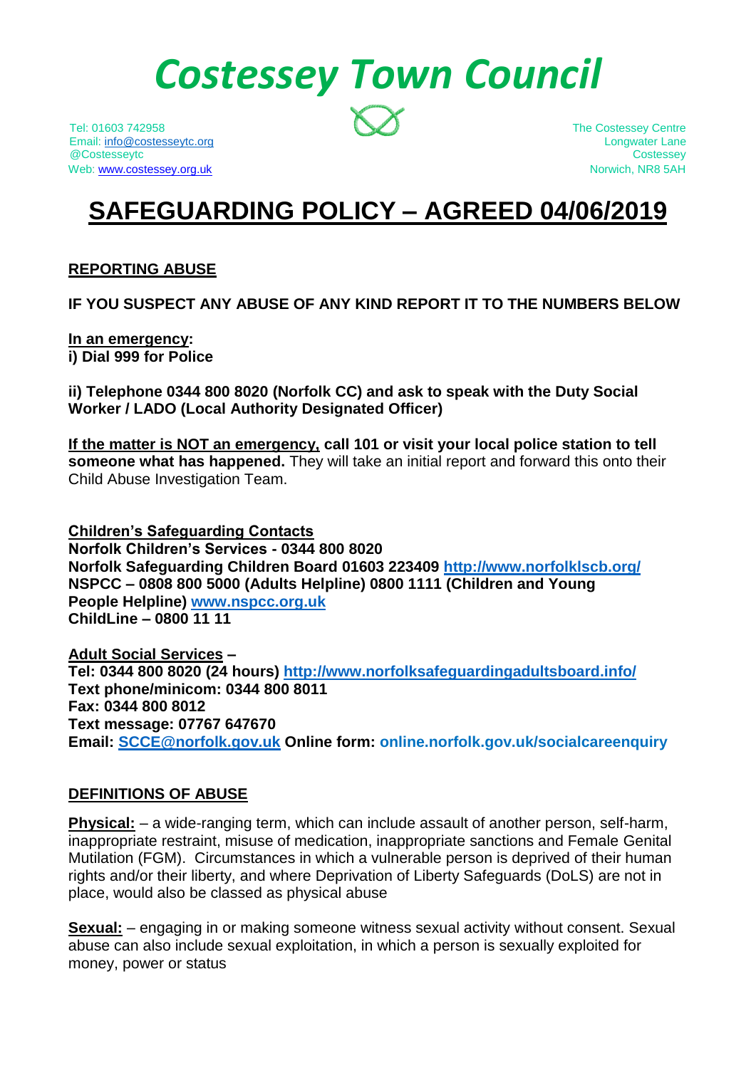# Costessey Town Council

Tel: 01603 742958
Email: info@costesseytc.org
@Costesseytc
Web: www.costessey.org.uk

The Costessey Centre
Longwater Lane
Costessey
Norwich, NR8 5AH

# SAFEGUARDING POLICY – AGREED 04/06/2019

## REPORTING ABUSE

**IF YOU SUSPECT ANY ABUSE OF ANY KIND REPORT IT TO THE NUMBERS BELOW**

**In an emergency:**
**i) Dial 999 for Police**

**ii) Telephone 0344 800 8020 (Norfolk CC) and ask to speak with the Duty Social Worker / LADO (Local Authority Designated Officer)**

**If the matter is NOT an emergency, call 101 or visit your local police station to tell someone what has happened.** They will take an initial report and forward this onto their Child Abuse Investigation Team.

**Children's Safeguarding Contacts**
**Norfolk Children's Services - 0344 800 8020**
**Norfolk Safeguarding Children Board 01603 223409 http://www.norfolklscb.org/**
**NSPCC – 0808 800 5000 (Adults Helpline) 0800 1111 (Children and Young People Helpline) www.nspcc.org.uk**
**ChildLine – 0800 11 11**

**Adult Social Services –**
**Tel: 0344 800 8020 (24 hours) http://www.norfolksafeguardingadultsboard.info/**
**Text phone/minicom: 0344 800 8011**
**Fax: 0344 800 8012**
**Text message: 07767 647670**
**Email: SCCE@norfolk.gov.uk Online form: online.norfolk.gov.uk/socialcareenquiry**

## DEFINITIONS OF ABUSE

**Physical:** – a wide-ranging term, which can include assault of another person, self-harm, inappropriate restraint, misuse of medication, inappropriate sanctions and Female Genital Mutilation (FGM). Circumstances in which a vulnerable person is deprived of their human rights and/or their liberty, and where Deprivation of Liberty Safeguards (DoLS) are not in place, would also be classed as physical abuse

**Sexual:** – engaging in or making someone witness sexual activity without consent. Sexual abuse can also include sexual exploitation, in which a person is sexually exploited for money, power or status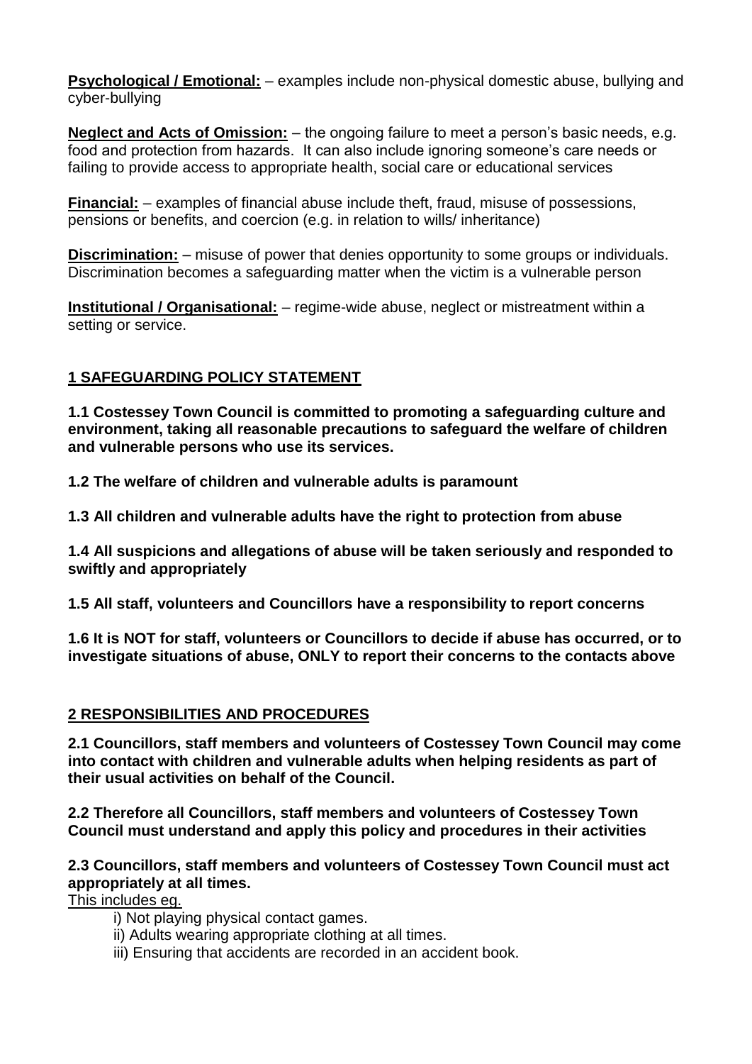**Psychological / Emotional:** – examples include non-physical domestic abuse, bullying and cyber-bullying

**Neglect and Acts of Omission:** – the ongoing failure to meet a person's basic needs, e.g. food and protection from hazards. It can also include ignoring someone's care needs or failing to provide access to appropriate health, social care or educational services

**Financial:** – examples of financial abuse include theft, fraud, misuse of possessions, pensions or benefits, and coercion (e.g. in relation to wills/ inheritance)

**Discrimination:** – misuse of power that denies opportunity to some groups or individuals. Discrimination becomes a safeguarding matter when the victim is a vulnerable person

**Institutional / Organisational:** – regime-wide abuse, neglect or mistreatment within a setting or service.

## 1 SAFEGUARDING POLICY STATEMENT

**1.1 Costessey Town Council is committed to promoting a safeguarding culture and environment, taking all reasonable precautions to safeguard the welfare of children and vulnerable persons who use its services.**

**1.2 The welfare of children and vulnerable adults is paramount**

**1.3 All children and vulnerable adults have the right to protection from abuse**

**1.4 All suspicions and allegations of abuse will be taken seriously and responded to swiftly and appropriately**

**1.5 All staff, volunteers and Councillors have a responsibility to report concerns**

**1.6 It is NOT for staff, volunteers or Councillors to decide if abuse has occurred, or to investigate situations of abuse, ONLY to report their concerns to the contacts above**

## 2 RESPONSIBILITIES AND PROCEDURES

**2.1 Councillors, staff members and volunteers of Costessey Town Council may come into contact with children and vulnerable adults when helping residents as part of their usual activities on behalf of the Council.**

**2.2 Therefore all Councillors, staff members and volunteers of Costessey Town Council must understand and apply this policy and procedures in their activities**

**2.3 Councillors, staff members and volunteers of Costessey Town Council must act appropriately at all times.**

This includes eg.

i) Not playing physical contact games.

ii) Adults wearing appropriate clothing at all times.

iii) Ensuring that accidents are recorded in an accident book.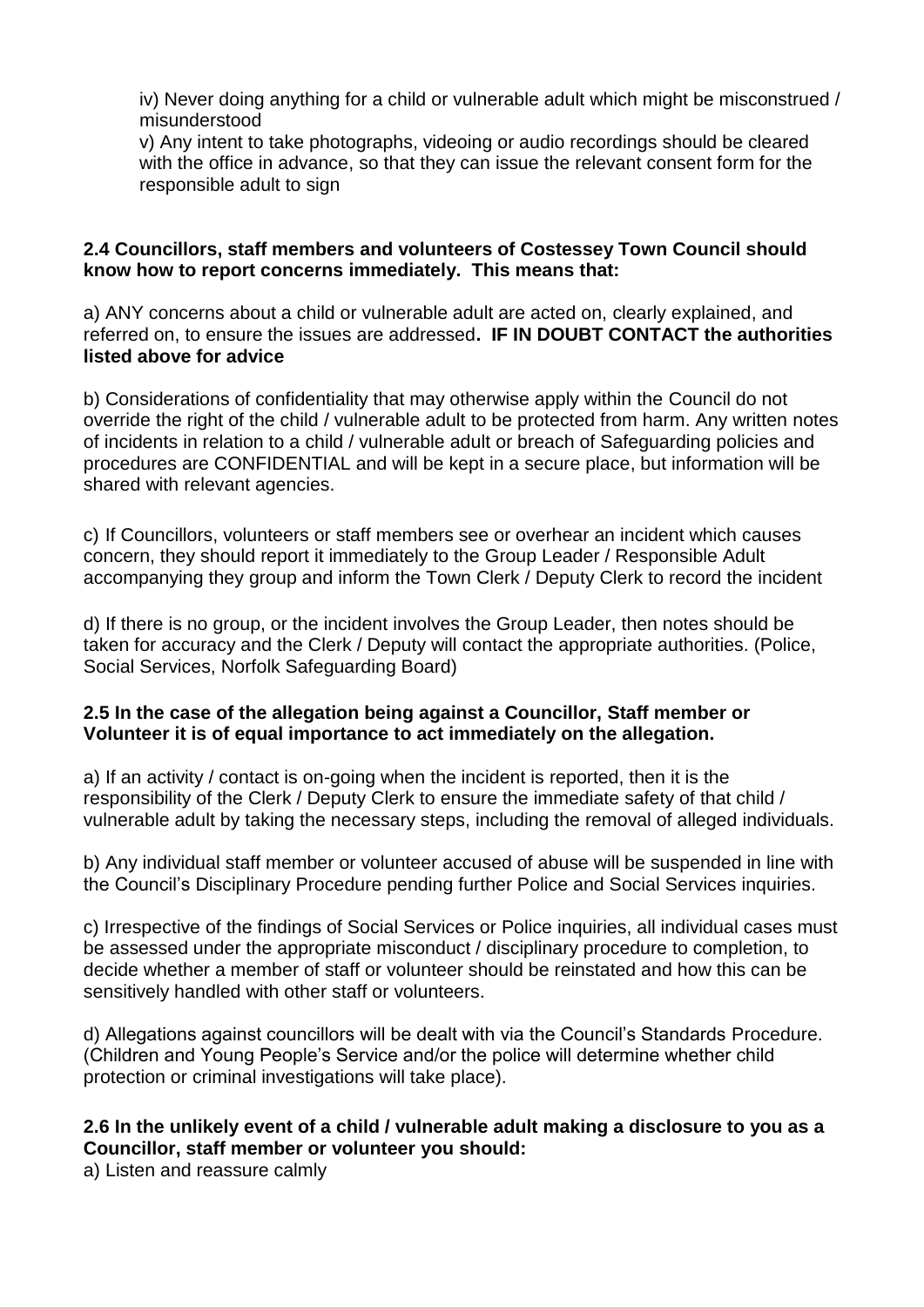iv) Never doing anything for a child or vulnerable adult which might be misconstrued / misunderstood

v) Any intent to take photographs, videoing or audio recordings should be cleared with the office in advance, so that they can issue the relevant consent form for the responsible adult to sign

**2.4 Councillors, staff members and volunteers of Costessey Town Council should know how to report concerns immediately. This means that:**

a) ANY concerns about a child or vulnerable adult are acted on, clearly explained, and referred on, to ensure the issues are addressed**. IF IN DOUBT CONTACT the authorities listed above for advice**

b) Considerations of confidentiality that may otherwise apply within the Council do not override the right of the child / vulnerable adult to be protected from harm. Any written notes of incidents in relation to a child / vulnerable adult or breach of Safeguarding policies and procedures are CONFIDENTIAL and will be kept in a secure place, but information will be shared with relevant agencies.

c) If Councillors, volunteers or staff members see or overhear an incident which causes concern, they should report it immediately to the Group Leader / Responsible Adult accompanying they group and inform the Town Clerk / Deputy Clerk to record the incident

d) If there is no group, or the incident involves the Group Leader, then notes should be taken for accuracy and the Clerk / Deputy will contact the appropriate authorities. (Police, Social Services, Norfolk Safeguarding Board)

**2.5 In the case of the allegation being against a Councillor, Staff member or Volunteer it is of equal importance to act immediately on the allegation.**

a) If an activity / contact is on-going when the incident is reported, then it is the responsibility of the Clerk / Deputy Clerk to ensure the immediate safety of that child / vulnerable adult by taking the necessary steps, including the removal of alleged individuals.

b) Any individual staff member or volunteer accused of abuse will be suspended in line with the Council's Disciplinary Procedure pending further Police and Social Services inquiries.

c) Irrespective of the findings of Social Services or Police inquiries, all individual cases must be assessed under the appropriate misconduct / disciplinary procedure to completion, to decide whether a member of staff or volunteer should be reinstated and how this can be sensitively handled with other staff or volunteers.

d) Allegations against councillors will be dealt with via the Council's Standards Procedure. (Children and Young People's Service and/or the police will determine whether child protection or criminal investigations will take place).

**2.6 In the unlikely event of a child / vulnerable adult making a disclosure to you as a Councillor, staff member or volunteer you should:**

a) Listen and reassure calmly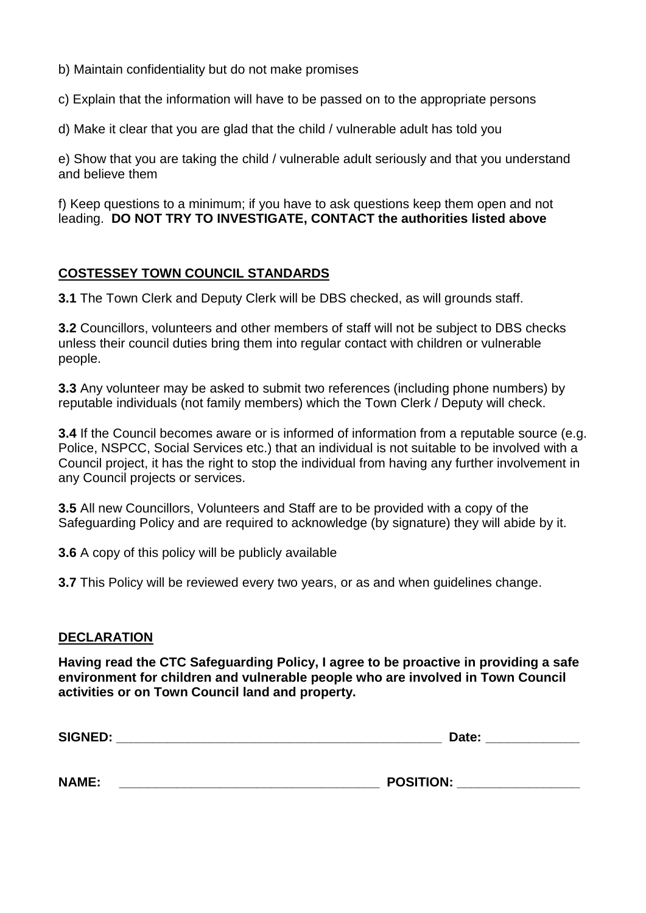b) Maintain confidentiality but do not make promises

c) Explain that the information will have to be passed on to the appropriate persons

d) Make it clear that you are glad that the child / vulnerable adult has told you

e) Show that you are taking the child / vulnerable adult seriously and that you understand and believe them

f) Keep questions to a minimum; if you have to ask questions keep them open and not leading. **DO NOT TRY TO INVESTIGATE, CONTACT the authorities listed above**

## COSTESSEY TOWN COUNCIL STANDARDS

**3.1** The Town Clerk and Deputy Clerk will be DBS checked, as will grounds staff.

**3.2** Councillors, volunteers and other members of staff will not be subject to DBS checks unless their council duties bring them into regular contact with children or vulnerable people.

**3.3** Any volunteer may be asked to submit two references (including phone numbers) by reputable individuals (not family members) which the Town Clerk / Deputy will check.

**3.4** If the Council becomes aware or is informed of information from a reputable source (e.g. Police, NSPCC, Social Services etc.) that an individual is not suitable to be involved with a Council project, it has the right to stop the individual from having any further involvement in any Council projects or services.

**3.5** All new Councillors, Volunteers and Staff are to be provided with a copy of the Safeguarding Policy and are required to acknowledge (by signature) they will abide by it.

**3.6** A copy of this policy will be publicly available

**3.7** This Policy will be reviewed every two years, or as and when guidelines change.

## DECLARATION

**Having read the CTC Safeguarding Policy, I agree to be proactive in providing a safe environment for children and vulnerable people who are involved in Town Council activities or on Town Council land and property.**

**SIGNED:** _______________________________________________ **Date:** _____________

**NAME:** ___________________________________ **POSITION:** _________________